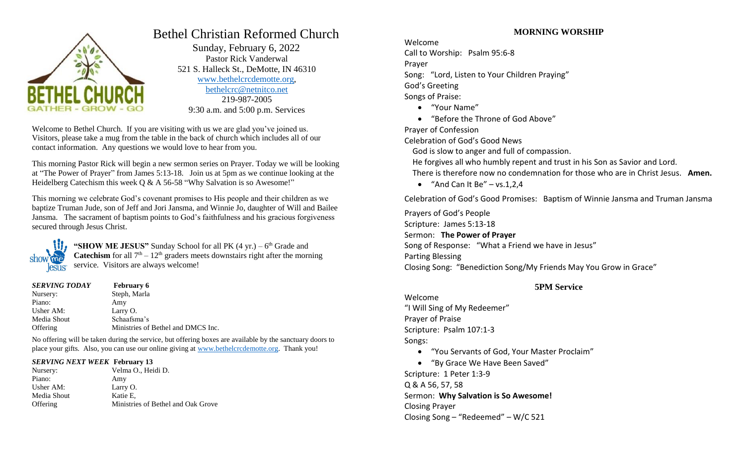# Bethel Christian Reformed Church

Sunday, February 6, 2022
Pastor Rick Vanderwal
521 S. Halleck St., DeMotte, IN 46310
www.bethelcrcdemotte.org,
bethelcrc@netnitco.net
219-987-2005
9:30 a.m. and 5:00 p.m. Services

Welcome to Bethel Church. If you are visiting with us we are glad you've joined us. Visitors, please take a mug from the table in the back of church which includes all of our contact information. Any questions we would love to hear from you.

This morning Pastor Rick will begin a new sermon series on Prayer. Today we will be looking at "The Power of Prayer" from James 5:13-18. Join us at 5pm as we continue looking at the Heidelberg Catechism this week Q & A 56-58 "Why Salvation is so Awesome!"

This morning we celebrate God's covenant promises to His people and their children as we baptize Truman Jude, son of Jeff and Jori Jansma, and Winnie Jo, daughter of Will and Bailee Jansma. The sacrament of baptism points to God's faithfulness and his gracious forgiveness secured through Jesus Christ.

**"SHOW ME JESUS"** Sunday School for all PK (4 yr.) – 6th Grade and **Catechism** for all 7th – 12th graders meets downstairs right after the morning service. Visitors are always welcome!

| ***SERVING TODAY*** | **February 6** |
|---|---|
| Nursery: | Steph, Marla |
| Piano: | Amy |
| Usher AM: | Larry O. |
| Media Shout | Schaafsma's |
| Offering | Ministries of Bethel and DMCS Inc. |

No offering will be taken during the service, but offering boxes are available by the sanctuary doors to place your gifts. Also, you can use our online giving at www.bethelcrcdemotte.org. Thank you!

| ***SERVING NEXT WEEK*** | **February 13** |
|---|---|
| Nursery: | Velma O., Heidi D. |
| Piano: | Amy |
| Usher AM: | Larry O. |
| Media Shout | Katie E, |
| Offering | Ministries of Bethel and Oak Grove |

## MORNING WORSHIP

Welcome
Call to Worship: Psalm 95:6-8
Prayer
Song: "Lord, Listen to Your Children Praying"
God's Greeting
Songs of Praise:

- "Your Name"
- "Before the Throne of God Above"

Prayer of Confession
Celebration of God's Good News
God is slow to anger and full of compassion.
He forgives all who humbly repent and trust in his Son as Savior and Lord.
There is therefore now no condemnation for those who are in Christ Jesus. **Amen.**

- "And Can It Be" – vs.1,2,4

Celebration of God's Good Promises: Baptism of Winnie Jansma and Truman Jansma

Prayers of God's People
Scripture: James 5:13-18
Sermon: **The Power of Prayer**
Song of Response: "What a Friend we have in Jesus"
Parting Blessing
Closing Song: "Benediction Song/My Friends May You Grow in Grace"

## 5PM Service

Welcome
"I Will Sing of My Redeemer"
Prayer of Praise
Scripture: Psalm 107:1-3
Songs:

- "You Servants of God, Your Master Proclaim"
- "By Grace We Have Been Saved"

Scripture: 1 Peter 1:3-9
Q & A 56, 57, 58
Sermon: **Why Salvation is So Awesome!**
Closing Prayer
Closing Song – "Redeemed" – W/C 521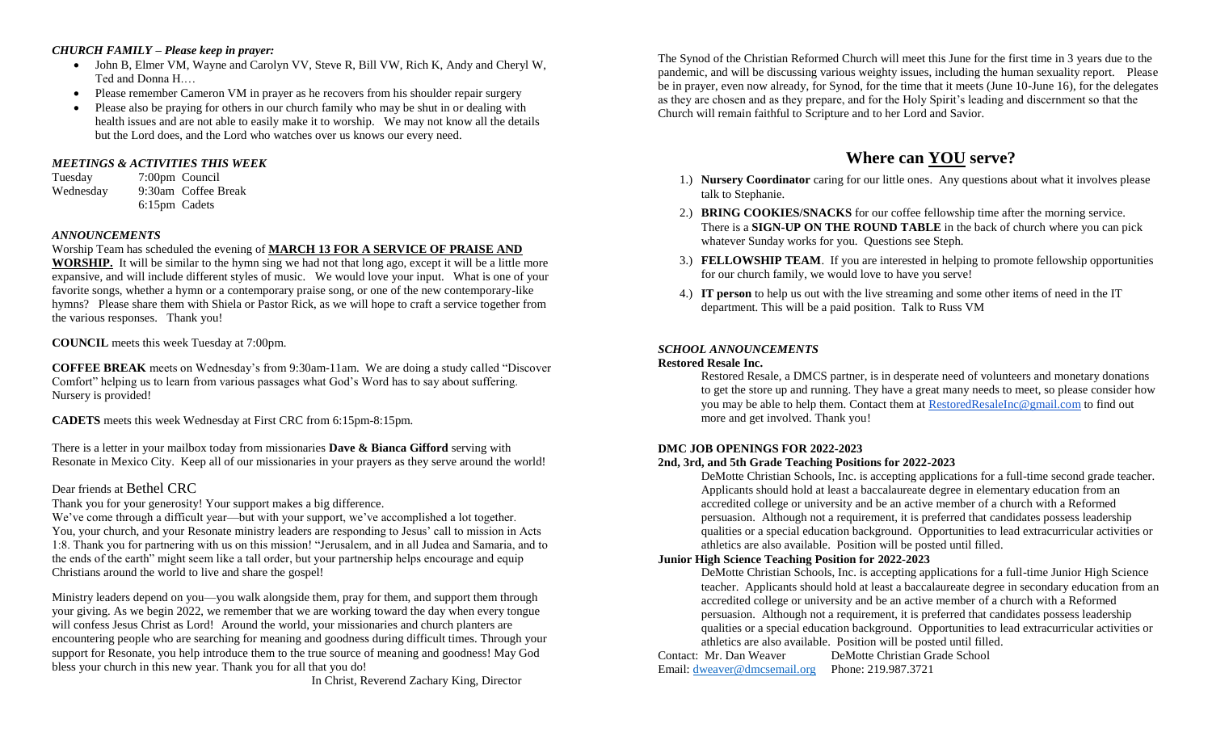***CHURCH FAMILY – Please keep in prayer:***

- John B, Elmer VM, Wayne and Carolyn VV, Steve R, Bill VW, Rich K, Andy and Cheryl W, Ted and Donna H.…
- Please remember Cameron VM in prayer as he recovers from his shoulder repair surgery
- Please also be praying for others in our church family who may be shut in or dealing with health issues and are not able to easily make it to worship. We may not know all the details but the Lord does, and the Lord who watches over us knows our every need.

***MEETINGS & ACTIVITIES THIS WEEK***

| | | |
|---|---|---|
| Tuesday | 7:00pm | Council |
| Wednesday | 9:30am | Coffee Break |
| | 6:15pm | Cadets |

***ANNOUNCEMENTS***

Worship Team has scheduled the evening of **MARCH 13 FOR A SERVICE OF PRAISE AND WORSHIP.** It will be similar to the hymn sing we had not that long ago, except it will be a little more expansive, and will include different styles of music. We would love your input. What is one of your favorite songs, whether a hymn or a contemporary praise song, or one of the new contemporary-like hymns? Please share them with Shiela or Pastor Rick, as we will hope to craft a service together from the various responses. Thank you!

**COUNCIL** meets this week Tuesday at 7:00pm.

**COFFEE BREAK** meets on Wednesday's from 9:30am-11am. We are doing a study called "Discover Comfort" helping us to learn from various passages what God's Word has to say about suffering. Nursery is provided!

**CADETS** meets this week Wednesday at First CRC from 6:15pm-8:15pm.

There is a letter in your mailbox today from missionaries **Dave & Bianca Gifford** serving with Resonate in Mexico City. Keep all of our missionaries in your prayers as they serve around the world!

Dear friends at Bethel CRC

Thank you for your generosity! Your support makes a big difference.

We've come through a difficult year—but with your support, we've accomplished a lot together. You, your church, and your Resonate ministry leaders are responding to Jesus' call to mission in Acts 1:8. Thank you for partnering with us on this mission! "Jerusalem, and in all Judea and Samaria, and to the ends of the earth" might seem like a tall order, but your partnership helps encourage and equip Christians around the world to live and share the gospel!

Ministry leaders depend on you—you walk alongside them, pray for them, and support them through your giving. As we begin 2022, we remember that we are working toward the day when every tongue will confess Jesus Christ as Lord! Around the world, your missionaries and church planters are encountering people who are searching for meaning and goodness during difficult times. Through your support for Resonate, you help introduce them to the true source of meaning and goodness! May God bless your church in this new year. Thank you for all that you do!

In Christ, Reverend Zachary King, Director

The Synod of the Christian Reformed Church will meet this June for the first time in 3 years due to the pandemic, and will be discussing various weighty issues, including the human sexuality report. Please be in prayer, even now already, for Synod, for the time that it meets (June 10-June 16), for the delegates as they are chosen and as they prepare, and for the Holy Spirit's leading and discernment so that the Church will remain faithful to Scripture and to her Lord and Savior.

## Where can YOU serve?

1.) **Nursery Coordinator** caring for our little ones. Any questions about what it involves please talk to Stephanie.

2.) **BRING COOKIES/SNACKS** for our coffee fellowship time after the morning service. There is a **SIGN-UP ON THE ROUND TABLE** in the back of church where you can pick whatever Sunday works for you. Questions see Steph.

3.) **FELLOWSHIP TEAM**. If you are interested in helping to promote fellowship opportunities for our church family, we would love to have you serve!

4.) **IT person** to help us out with the live streaming and some other items of need in the IT department. This will be a paid position. Talk to Russ VM

***SCHOOL ANNOUNCEMENTS***

**Restored Resale Inc.**

Restored Resale, a DMCS partner, is in desperate need of volunteers and monetary donations to get the store up and running. They have a great many needs to meet, so please consider how you may be able to help them. Contact them at RestoredResaleInc@gmail.com to find out more and get involved. Thank you!

**DMC JOB OPENINGS FOR 2022-2023**

**2nd, 3rd, and 5th Grade Teaching Positions for 2022-2023**

DeMotte Christian Schools, Inc. is accepting applications for a full-time second grade teacher. Applicants should hold at least a baccalaureate degree in elementary education from an accredited college or university and be an active member of a church with a Reformed persuasion. Although not a requirement, it is preferred that candidates possess leadership qualities or a special education background. Opportunities to lead extracurricular activities or athletics are also available. Position will be posted until filled.

**Junior High Science Teaching Position for 2022-2023**

DeMotte Christian Schools, Inc. is accepting applications for a full-time Junior High Science teacher. Applicants should hold at least a baccalaureate degree in secondary education from an accredited college or university and be an active member of a church with a Reformed persuasion. Although not a requirement, it is preferred that candidates possess leadership qualities or a special education background. Opportunities to lead extracurricular activities or athletics are also available. Position will be posted until filled.

Contact: Mr. Dan Weaver DeMotte Christian Grade School
Email: dweaver@dmcsemail.org Phone: 219.987.3721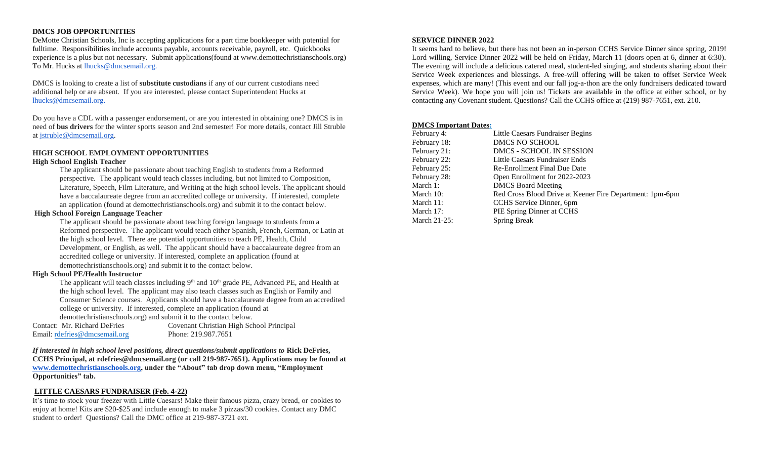**DMCS JOB OPPORTUNITIES**

DeMotte Christian Schools, Inc is accepting applications for a part time bookkeeper with potential for fulltime. Responsibilities include accounts payable, accounts receivable, payroll, etc. Quickbooks experience is a plus but not necessary. Submit applications(found at www.demottechristianschools.org) To Mr. Hucks at lhucks@dmcsemail.org.

DMCS is looking to create a list of **substitute custodians** if any of our current custodians need additional help or are absent. If you are interested, please contact Superintendent Hucks at lhucks@dmcsemail.org.

Do you have a CDL with a passenger endorsement, or are you interested in obtaining one? DMCS is in need of **bus drivers** for the winter sports season and 2nd semester! For more details, contact Jill Struble at jstruble@dmcsemail.org.

**HIGH SCHOOL EMPLOYMENT OPPORTUNITIES**

**High School English Teacher**

The applicant should be passionate about teaching English to students from a Reformed perspective. The applicant would teach classes including, but not limited to Composition, Literature, Speech, Film Literature, and Writing at the high school levels. The applicant should have a baccalaureate degree from an accredited college or university. If interested, complete an application (found at demottechristianschools.org) and submit it to the contact below.

**High School Foreign Language Teacher**

The applicant should be passionate about teaching foreign language to students from a Reformed perspective. The applicant would teach either Spanish, French, German, or Latin at the high school level. There are potential opportunities to teach PE, Health, Child Development, or English, as well. The applicant should have a baccalaureate degree from an accredited college or university. If interested, complete an application (found at demottechristianschools.org) and submit it to the contact below.

**High School PE/Health Instructor**

The applicant will teach classes including 9th and 10th grade PE, Advanced PE, and Health at the high school level. The applicant may also teach classes such as English or Family and Consumer Science courses. Applicants should have a baccalaureate degree from an accredited college or university. If interested, complete an application (found at demottechristianschools.org) and submit it to the contact below.

Contact: Mr. Richard DeFries — Covenant Christian High School Principal
Email: rdefries@dmcsemail.org — Phone: 219.987.7651

***If interested in high school level positions, direct questions/submit applications to* Rick DeFries, CCHS Principal, at rdefries@dmcsemail.org (or call 219-987-7651). Applications may be found at www.demottechristianschools.org, under the "About" tab drop down menu, "Employment Opportunities" tab.**

**LITTLE CAESARS FUNDRAISER (Feb. 4-22)**

It's time to stock your freezer with Little Caesars! Make their famous pizza, crazy bread, or cookies to enjoy at home! Kits are $20-$25 and include enough to make 3 pizzas/30 cookies. Contact any DMC student to order! Questions? Call the DMC office at 219-987-3721 ext.

**SERVICE DINNER 2022**

It seems hard to believe, but there has not been an in-person CCHS Service Dinner since spring, 2019! Lord willing, Service Dinner 2022 will be held on Friday, March 11 (doors open at 6, dinner at 6:30). The evening will include a delicious catered meal, student-led singing, and students sharing about their Service Week experiences and blessings. A free-will offering will be taken to offset Service Week expenses, which are many! (This event and our fall jog-a-thon are the only fundraisers dedicated toward Service Week). We hope you will join us! Tickets are available in the office at either school, or by contacting any Covenant student. Questions? Call the CCHS office at (219) 987-7651, ext. 210.

**DMCS Important Dates:**

| | |
|---|---|
| February 4: | Little Caesars Fundraiser Begins |
| February 18: | DMCS NO SCHOOL |
| February 21: | DMCS - SCHOOL IN SESSION |
| February 22: | Little Caesars Fundraiser Ends |
| February 25: | Re-Enrollment Final Due Date |
| February 28: | Open Enrollment for 2022-2023 |
| March 1: | DMCS Board Meeting |
| March 10: | Red Cross Blood Drive at Keener Fire Department: 1pm-6pm |
| March 11: | CCHS Service Dinner, 6pm |
| March 17: | PIE Spring Dinner at CCHS |
| March 21-25: | Spring Break |